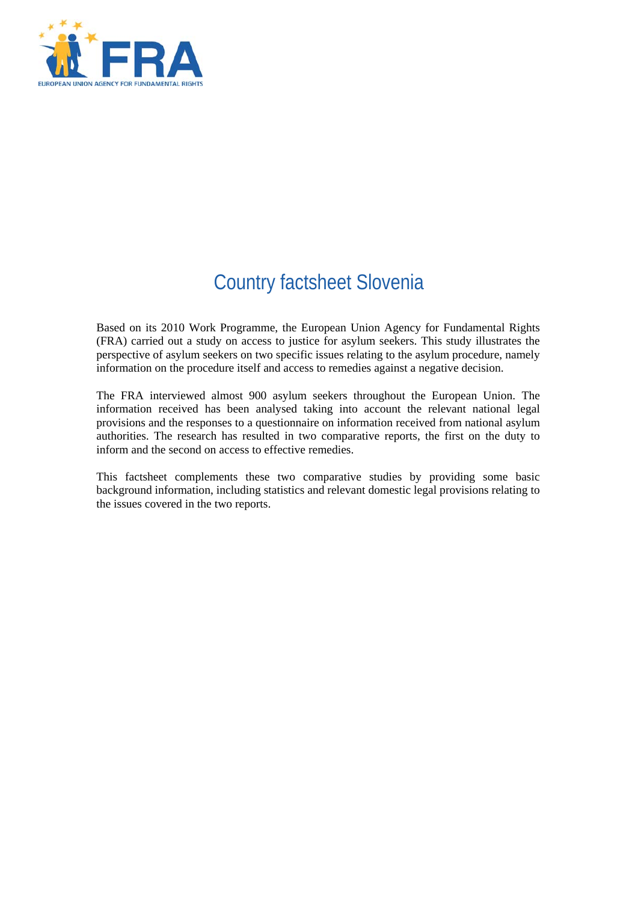# Country factsheet Slovenia

Based on its 2010 Work Programme, the European Union Agency for Fundamental Rights (FRA) carried out a study on access to justice for asylum seekers. This study illustrates the perspective of asylum seekers on two specific issues relating to the asylum procedure, namely information on the procedure itself and access to remedies against a negative decision.

The FRA interviewed almost 900 asylum seekers throughout the European Union. The information received has been analysed taking into account the relevant national legal provisions and the responses to a questionnaire on information received from national asylum authorities. The research has resulted in two comparative reports, the first on the duty to inform and the second on access to effective remedies.

This factsheet complements these two comparative studies by providing some basic background information, including statistics and relevant domestic legal provisions relating to the issues covered in the two reports.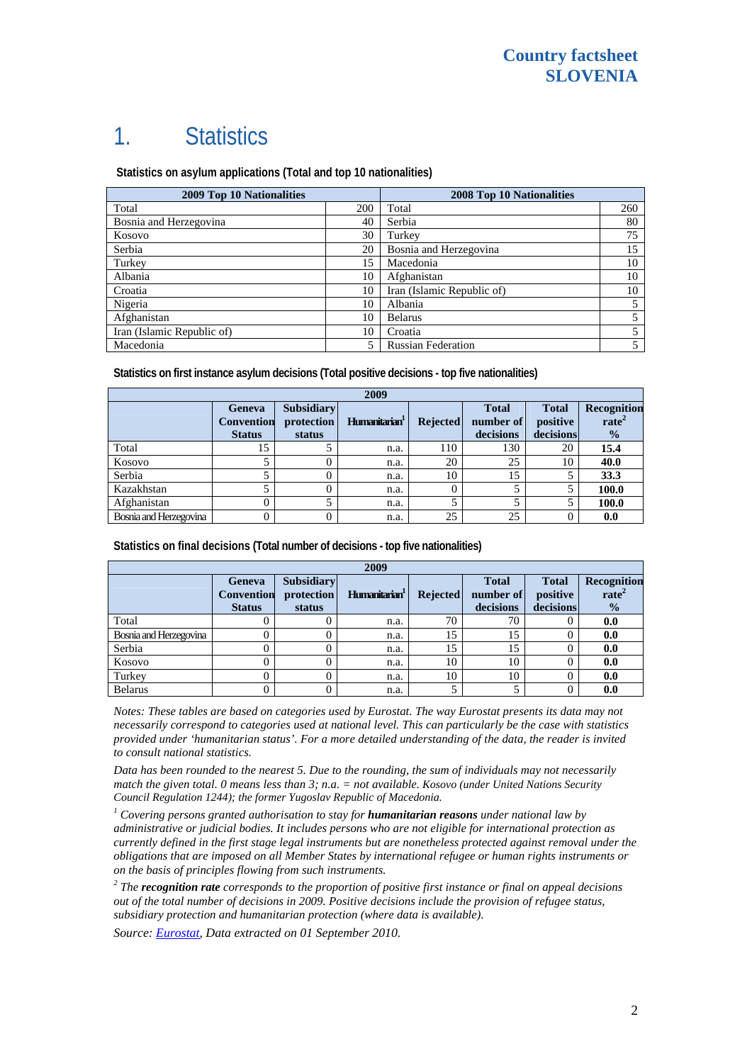# 1. Statistics

**Statistics on asylum applications (Total and top 10 nationalities)**

| 2009 Top 10 Nationalities | | 2008 Top 10 Nationalities | |
|---|---|---|---|
| Total | 200 | Total | 260 |
| Bosnia and Herzegovina | 40 | Serbia | 80 |
| Kosovo | 30 | Turkey | 75 |
| Serbia | 20 | Bosnia and Herzegovina | 15 |
| Turkey | 15 | Macedonia | 10 |
| Albania | 10 | Afghanistan | 10 |
| Croatia | 10 | Iran (Islamic Republic of) | 10 |
| Nigeria | 10 | Albania | 5 |
| Afghanistan | 10 | Belarus | 5 |
| Iran (Islamic Republic of) | 10 | Croatia | 5 |
| Macedonia | 5 | Russian Federation | 5 |

**Statistics on first instance asylum decisions (Total positive decisions - top five nationalities)**

| 2009 | | | | | | | |
|---|---|---|---|---|---|---|---|
| | Geneva Convention Status | Subsidiary protection status | Humanitarian[1] | Rejected | Total number of decisions | Total positive decisions | Recognition rate[2] % |
| Total | 15 | 5 | n.a. | 110 | 130 | 20 | **15.4** |
| Kosovo | 5 | 0 | n.a. | 20 | 25 | 10 | **40.0** |
| Serbia | 5 | 0 | n.a. | 10 | 15 | 5 | **33.3** |
| Kazakhstan | 5 | 0 | n.a. | 0 | 5 | 5 | **100.0** |
| Afghanistan | 0 | 5 | n.a. | 5 | 5 | 5 | **100.0** |
| Bosnia and Herzegovina | 0 | 0 | n.a. | 25 | 25 | 0 | **0.0** |

**Statistics on final decisions (Total number of decisions - top five nationalities)**

| 2009 | | | | | | | |
|---|---|---|---|---|---|---|---|
| | Geneva Convention Status | Subsidiary protection status | Humanitarian[1] | Rejected | Total number of decisions | Total positive decisions | Recognition rate[2] % |
| Total | 0 | 0 | n.a. | 70 | 70 | 0 | **0.0** |
| Bosnia and Herzegovina | 0 | 0 | n.a. | 15 | 15 | 0 | **0.0** |
| Serbia | 0 | 0 | n.a. | 15 | 15 | 0 | **0.0** |
| Kosovo | 0 | 0 | n.a. | 10 | 10 | 0 | **0.0** |
| Turkey | 0 | 0 | n.a. | 10 | 10 | 0 | **0.0** |
| Belarus | 0 | 0 | n.a. | 5 | 5 | 0 | **0.0** |

*Notes: These tables are based on categories used by Eurostat. The way Eurostat presents its data may not necessarily correspond to categories used at national level. This can particularly be the case with statistics provided under 'humanitarian status'. For a more detailed understanding of the data, the reader is invited to consult national statistics.*

*Data has been rounded to the nearest 5. Due to the rounding, the sum of individuals may not necessarily match the given total. 0 means less than 3; n.a. = not available. Kosovo (under United Nations Security Council Regulation 1244); the former Yugoslav Republic of Macedonia.*

*[1] Covering persons granted authorisation to stay for **humanitarian reasons** under national law by administrative or judicial bodies. It includes persons who are not eligible for international protection as currently defined in the first stage legal instruments but are nonetheless protected against removal under the obligations that are imposed on all Member States by international refugee or human rights instruments or on the basis of principles flowing from such instruments.*

*[2] The **recognition rate** corresponds to the proportion of positive first instance or final on appeal decisions out of the total number of decisions in 2009. Positive decisions include the provision of refugee status, subsidiary protection and humanitarian protection (where data is available).*

*Source: Eurostat, Data extracted on 01 September 2010.*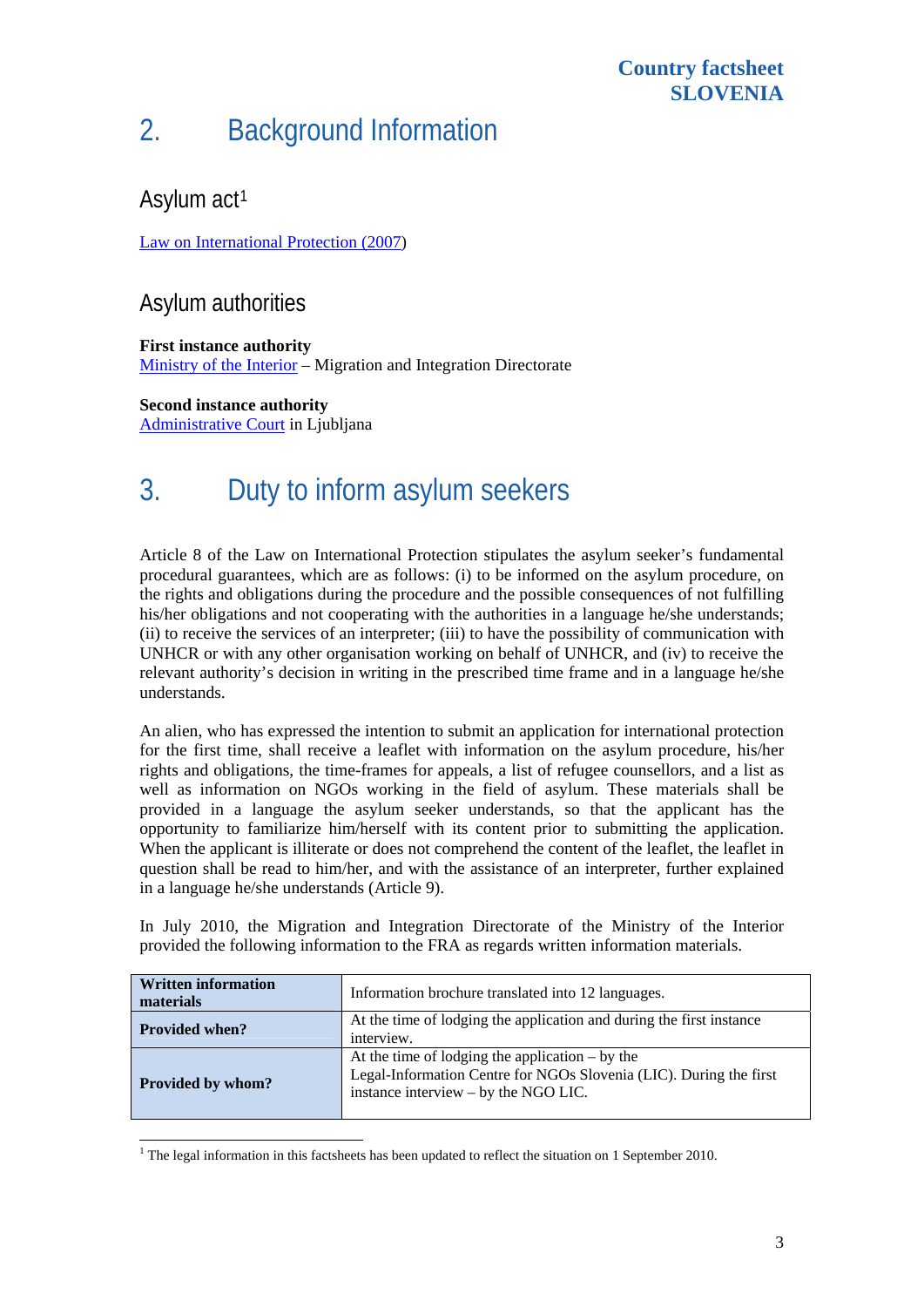# 2. Background Information

## Asylum act[1]

Law on International Protection (2007)

## Asylum authorities

**First instance authority**
Ministry of the Interior – Migration and Integration Directorate

**Second instance authority**
Administrative Court in Ljubljana

# 3. Duty to inform asylum seekers

Article 8 of the Law on International Protection stipulates the asylum seeker's fundamental procedural guarantees, which are as follows: (i) to be informed on the asylum procedure, on the rights and obligations during the procedure and the possible consequences of not fulfilling his/her obligations and not cooperating with the authorities in a language he/she understands; (ii) to receive the services of an interpreter; (iii) to have the possibility of communication with UNHCR or with any other organisation working on behalf of UNHCR, and (iv) to receive the relevant authority's decision in writing in the prescribed time frame and in a language he/she understands.

An alien, who has expressed the intention to submit an application for international protection for the first time, shall receive a leaflet with information on the asylum procedure, his/her rights and obligations, the time-frames for appeals, a list of refugee counsellors, and a list as well as information on NGOs working in the field of asylum. These materials shall be provided in a language the asylum seeker understands, so that the applicant has the opportunity to familiarize him/herself with its content prior to submitting the application. When the applicant is illiterate or does not comprehend the content of the leaflet, the leaflet in question shall be read to him/her, and with the assistance of an interpreter, further explained in a language he/she understands (Article 9).

In July 2010, the Migration and Integration Directorate of the Ministry of the Interior provided the following information to the FRA as regards written information materials.

| **Written information materials** | Information brochure translated into 12 languages. |
|---|---|
| **Provided when?** | At the time of lodging the application and during the first instance interview. |
| **Provided by whom?** | At the time of lodging the application – by the Legal-Information Centre for NGOs Slovenia (LIC). During the first instance interview – by the NGO LIC. |

[1] The legal information in this factsheets has been updated to reflect the situation on 1 September 2010.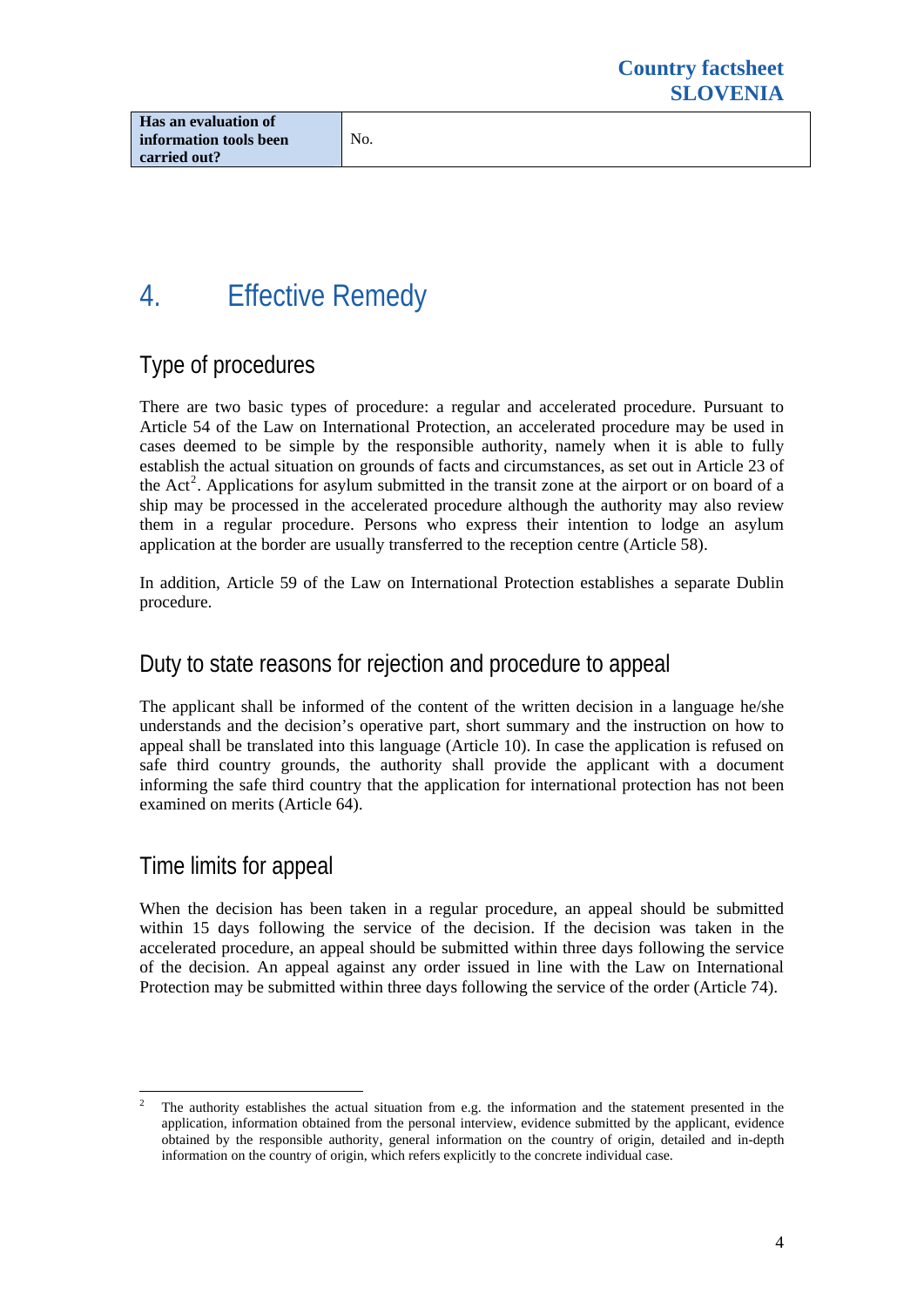| Has an evaluation of information tools been carried out? | No. |
|---|---|

# 4. Effective Remedy

## Type of procedures

There are two basic types of procedure: a regular and accelerated procedure. Pursuant to Article 54 of the Law on International Protection, an accelerated procedure may be used in cases deemed to be simple by the responsible authority, namely when it is able to fully establish the actual situation on grounds of facts and circumstances, as set out in Article 23 of the Act[2]. Applications for asylum submitted in the transit zone at the airport or on board of a ship may be processed in the accelerated procedure although the authority may also review them in a regular procedure. Persons who express their intention to lodge an asylum application at the border are usually transferred to the reception centre (Article 58).

In addition, Article 59 of the Law on International Protection establishes a separate Dublin procedure.

## Duty to state reasons for rejection and procedure to appeal

The applicant shall be informed of the content of the written decision in a language he/she understands and the decision's operative part, short summary and the instruction on how to appeal shall be translated into this language (Article 10). In case the application is refused on safe third country grounds, the authority shall provide the applicant with a document informing the safe third country that the application for international protection has not been examined on merits (Article 64).

## Time limits for appeal

When the decision has been taken in a regular procedure, an appeal should be submitted within 15 days following the service of the decision. If the decision was taken in the accelerated procedure, an appeal should be submitted within three days following the service of the decision. An appeal against any order issued in line with the Law on International Protection may be submitted within three days following the service of the order (Article 74).

---

[2] The authority establishes the actual situation from e.g. the information and the statement presented in the application, information obtained from the personal interview, evidence submitted by the applicant, evidence obtained by the responsible authority, general information on the country of origin, detailed and in-depth information on the country of origin, which refers explicitly to the concrete individual case.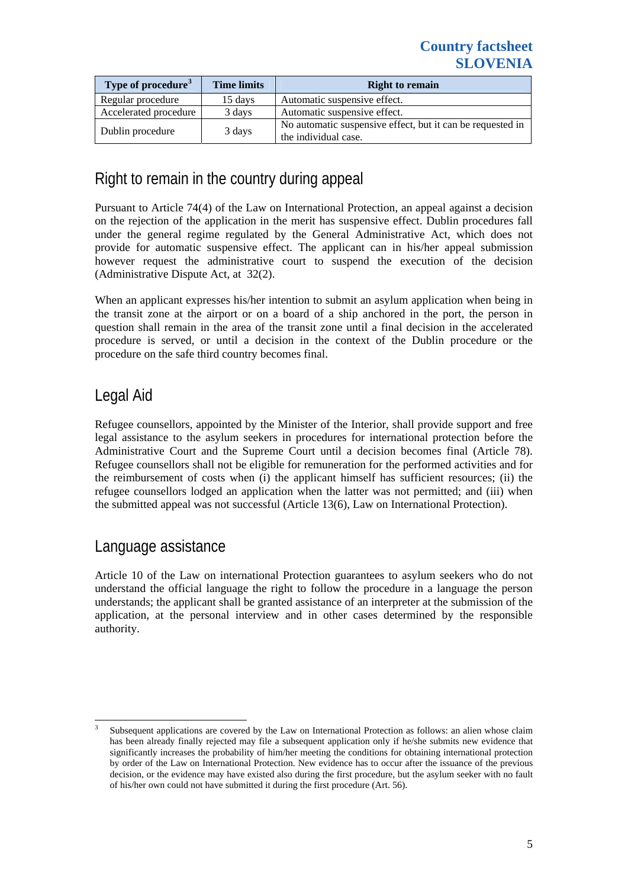| Type of procedure[3] | Time limits | Right to remain |
|---|---|---|
| Regular procedure | 15 days | Automatic suspensive effect. |
| Accelerated procedure | 3 days | Automatic suspensive effect. |
| Dublin procedure | 3 days | No automatic suspensive effect, but it can be requested in the individual case. |

## Right to remain in the country during appeal

Pursuant to Article 74(4) of the Law on International Protection, an appeal against a decision on the rejection of the application in the merit has suspensive effect. Dublin procedures fall under the general regime regulated by the General Administrative Act, which does not provide for automatic suspensive effect. The applicant can in his/her appeal submission however request the administrative court to suspend the execution of the decision (Administrative Dispute Act, at 32(2).

When an applicant expresses his/her intention to submit an asylum application when being in the transit zone at the airport or on a board of a ship anchored in the port, the person in question shall remain in the area of the transit zone until a final decision in the accelerated procedure is served, or until a decision in the context of the Dublin procedure or the procedure on the safe third country becomes final.

## Legal Aid

Refugee counsellors, appointed by the Minister of the Interior, shall provide support and free legal assistance to the asylum seekers in procedures for international protection before the Administrative Court and the Supreme Court until a decision becomes final (Article 78). Refugee counsellors shall not be eligible for remuneration for the performed activities and for the reimbursement of costs when (i) the applicant himself has sufficient resources; (ii) the refugee counsellors lodged an application when the latter was not permitted; and (iii) when the submitted appeal was not successful (Article 13(6), Law on International Protection).

## Language assistance

Article 10 of the Law on international Protection guarantees to asylum seekers who do not understand the official language the right to follow the procedure in a language the person understands; the applicant shall be granted assistance of an interpreter at the submission of the application, at the personal interview and in other cases determined by the responsible authority.

---

[3] Subsequent applications are covered by the Law on International Protection as follows: an alien whose claim has been already finally rejected may file a subsequent application only if he/she submits new evidence that significantly increases the probability of him/her meeting the conditions for obtaining international protection by order of the Law on International Protection. New evidence has to occur after the issuance of the previous decision, or the evidence may have existed also during the first procedure, but the asylum seeker with no fault of his/her own could not have submitted it during the first procedure (Art. 56).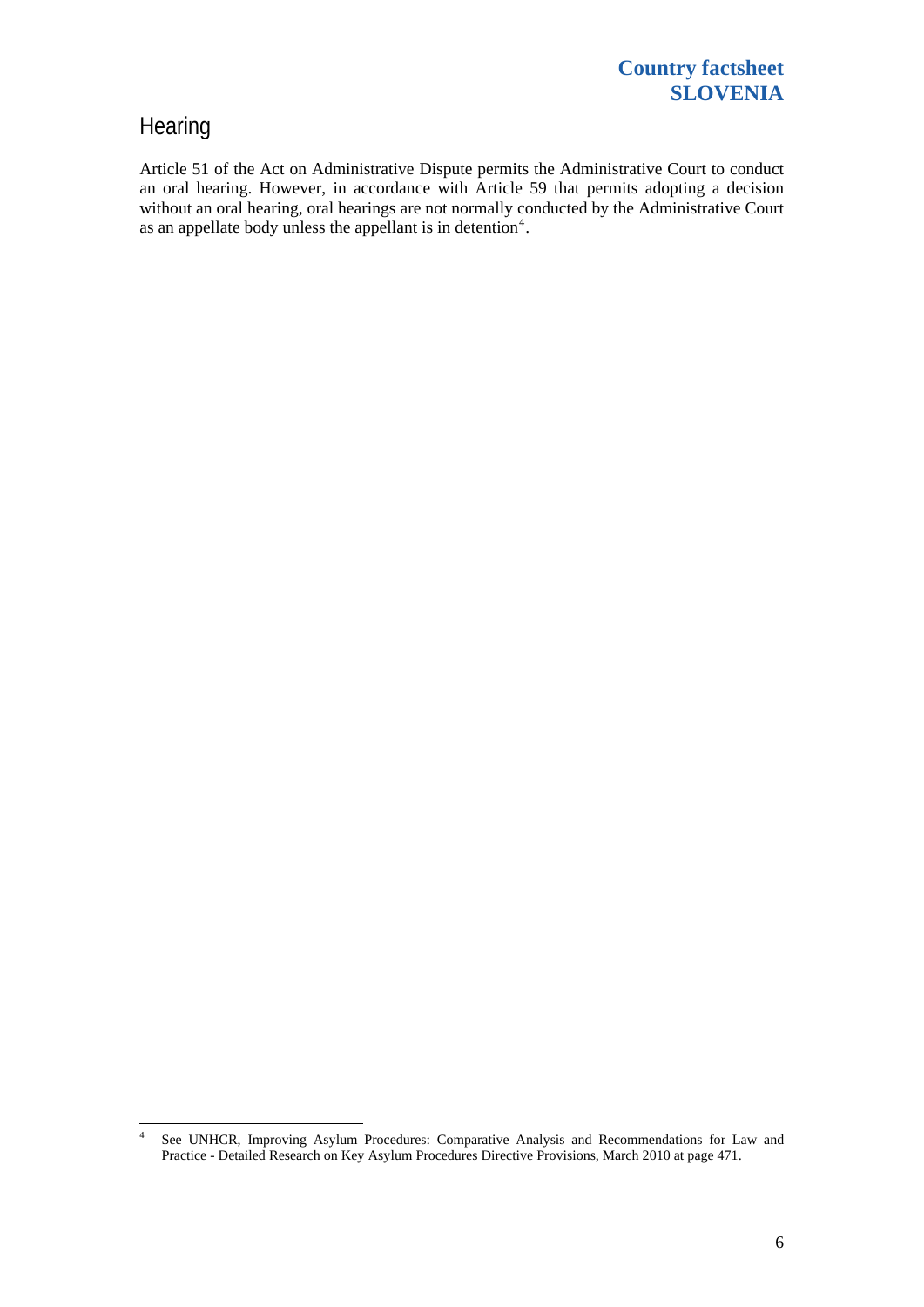## Hearing

Article 51 of the Act on Administrative Dispute permits the Administrative Court to conduct an oral hearing. However, in accordance with Article 59 that permits adopting a decision without an oral hearing, oral hearings are not normally conducted by the Administrative Court as an appellate body unless the appellant is in detention[4].

[4] See UNHCR, Improving Asylum Procedures: Comparative Analysis and Recommendations for Law and Practice - Detailed Research on Key Asylum Procedures Directive Provisions, March 2010 at page 471.